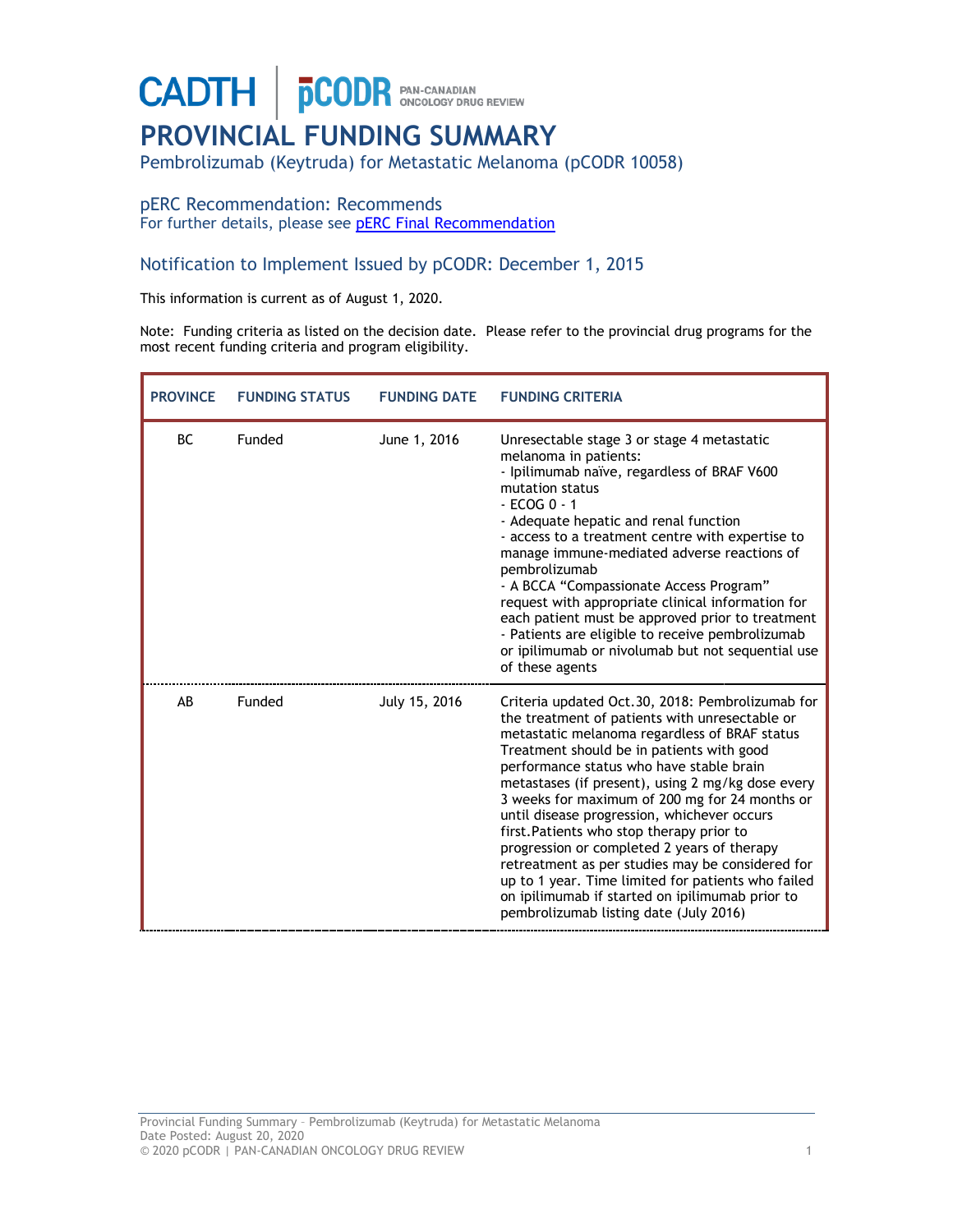# PROVINCIAL FUNDING SUMMARY

## Pembrolizumab (Keytruda) for Metastatic Melanoma (pCODR 10058)

### pERC Recommendation: Recommends

For further details, please see pERC Final Recommendation

### Notification to Implement Issued by pCODR: December 1, 2015

This information is current as of August 1, 2020.

Note: Funding criteria as listed on the decision date. Please refer to the provincial drug programs for the most recent funding criteria and program eligibility.

| PROVINCE | FUNDING STATUS | FUNDING DATE | FUNDING CRITERIA |
|---|---|---|---|
| BC | Funded | June 1, 2016 | Unresectable stage 3 or stage 4 metastatic melanoma in patients:<br>- Ipilimumab naïve, regardless of BRAF V600 mutation status<br>- ECOG 0 - 1<br>- Adequate hepatic and renal function<br>- access to a treatment centre with expertise to manage immune-mediated adverse reactions of pembrolizumab<br>- A BCCA "Compassionate Access Program" request with appropriate clinical information for each patient must be approved prior to treatment<br>- Patients are eligible to receive pembrolizumab or ipilimumab or nivolumab but not sequential use of these agents |
| AB | Funded | July 15, 2016 | Criteria updated Oct.30, 2018: Pembrolizumab for the treatment of patients with unresectable or metastatic melanoma regardless of BRAF status Treatment should be in patients with good performance status who have stable brain metastases (if present), using 2 mg/kg dose every 3 weeks for maximum of 200 mg for 24 months or until disease progression, whichever occurs first.Patients who stop therapy prior to progression or completed 2 years of therapy retreatment as per studies may be considered for up to 1 year. Time limited for patients who failed on ipilimumab if started on ipilimumab prior to pembrolizumab listing date (July 2016) |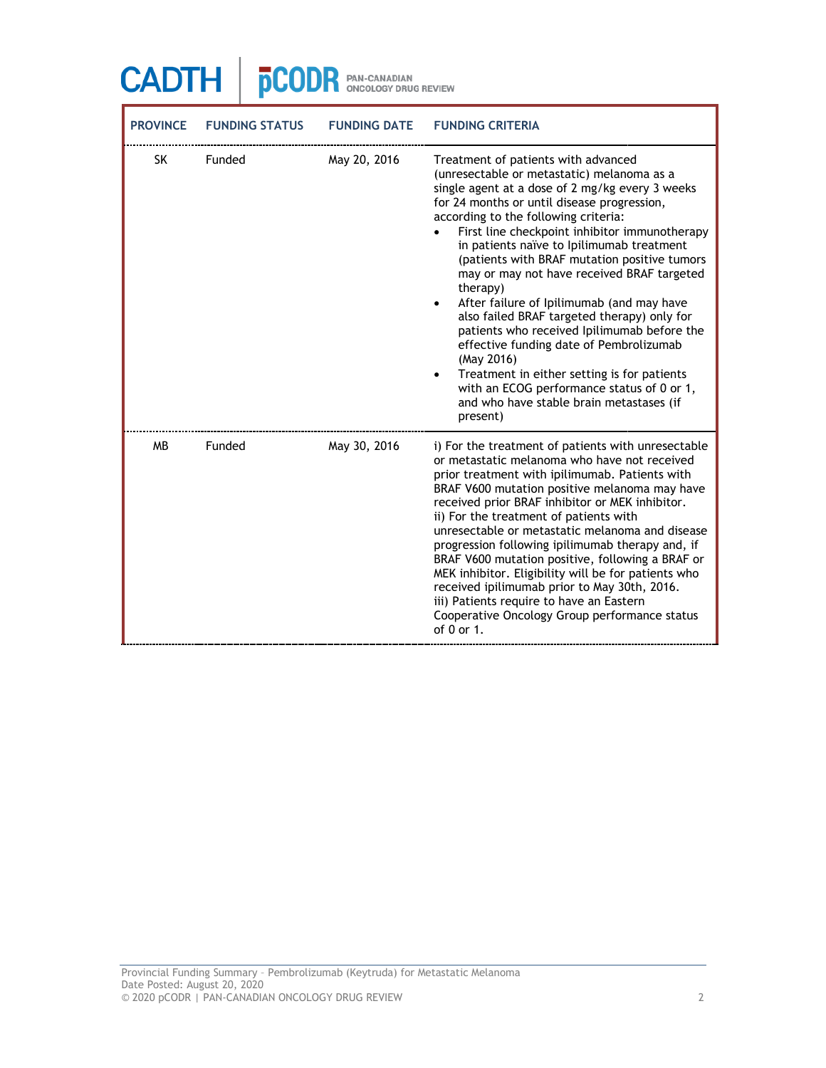| PROVINCE | FUNDING STATUS | FUNDING DATE | FUNDING CRITERIA |
|---|---|---|---|
| SK | Funded | May 20, 2016 | Treatment of patients with advanced (unresectable or metastatic) melanoma as a single agent at a dose of 2 mg/kg every 3 weeks for 24 months or until disease progression, according to the following criteria:<br>• First line checkpoint inhibitor immunotherapy in patients naïve to Ipilimumab treatment (patients with BRAF mutation positive tumors may or may not have received BRAF targeted therapy)<br>• After failure of Ipilimumab (and may have also failed BRAF targeted therapy) only for patients who received Ipilimumab before the effective funding date of Pembrolizumab (May 2016)<br>• Treatment in either setting is for patients with an ECOG performance status of 0 or 1, and who have stable brain metastases (if present) |
| MB | Funded | May 30, 2016 | i) For the treatment of patients with unresectable or metastatic melanoma who have not received prior treatment with ipilimumab. Patients with BRAF V600 mutation positive melanoma may have received prior BRAF inhibitor or MEK inhibitor.<br>ii) For the treatment of patients with unresectable or metastatic melanoma and disease progression following ipilimumab therapy and, if BRAF V600 mutation positive, following a BRAF or MEK inhibitor. Eligibility will be for patients who received ipilimumab prior to May 30th, 2016.<br>iii) Patients require to have an Eastern Cooperative Oncology Group performance status of 0 or 1. |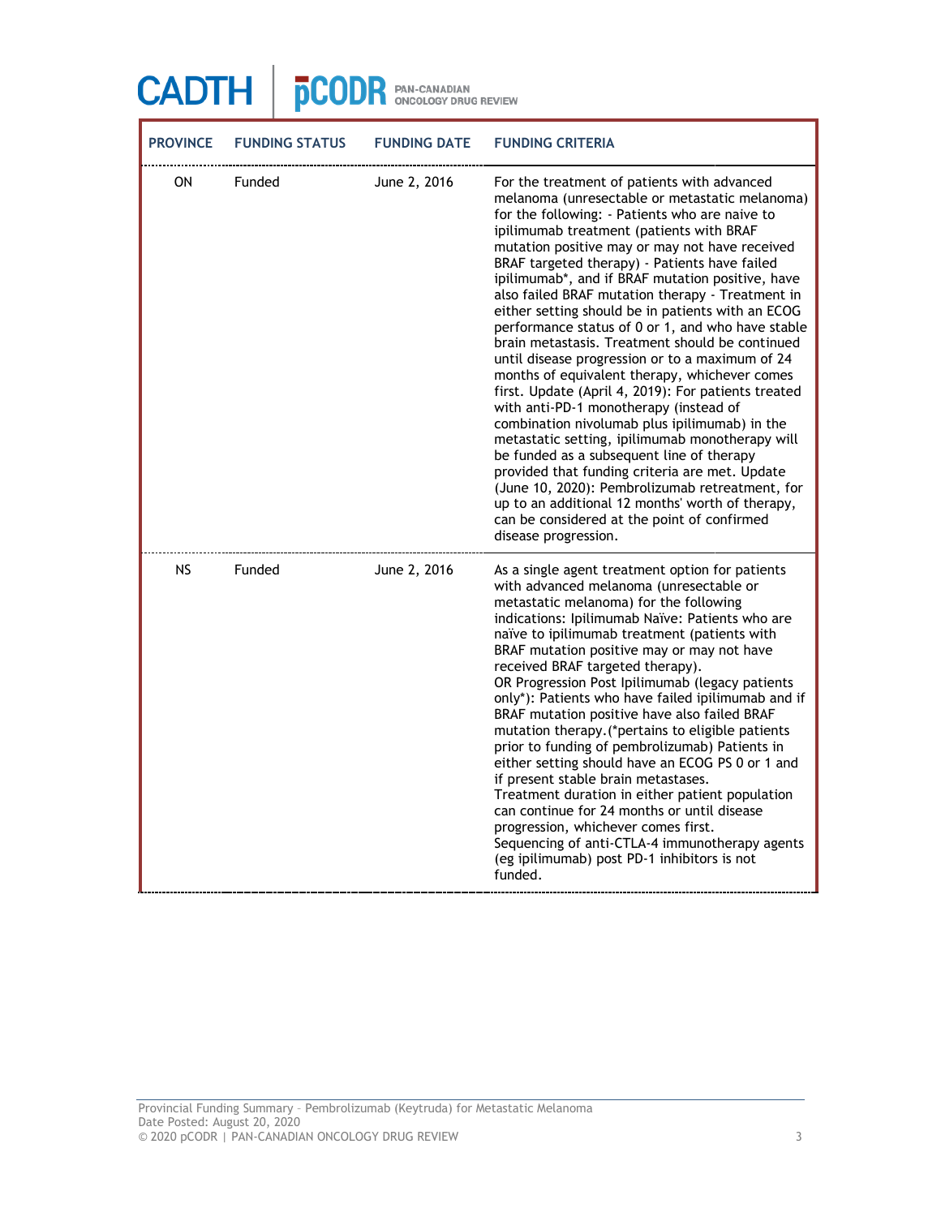| PROVINCE | FUNDING STATUS | FUNDING DATE | FUNDING CRITERIA |
|---|---|---|---|
| ON | Funded | June 2, 2016 | For the treatment of patients with advanced melanoma (unresectable or metastatic melanoma) for the following: - Patients who are naive to ipilimumab treatment (patients with BRAF mutation positive may or may not have received BRAF targeted therapy) - Patients have failed ipilimumab*, and if BRAF mutation positive, have also failed BRAF mutation therapy - Treatment in either setting should be in patients with an ECOG performance status of 0 or 1, and who have stable brain metastasis. Treatment should be continued until disease progression or to a maximum of 24 months of equivalent therapy, whichever comes first. Update (April 4, 2019): For patients treated with anti-PD-1 monotherapy (instead of combination nivolumab plus ipilimumab) in the metastatic setting, ipilimumab monotherapy will be funded as a subsequent line of therapy provided that funding criteria are met. Update (June 10, 2020): Pembrolizumab retreatment, for up to an additional 12 months' worth of therapy, can be considered at the point of confirmed disease progression. |
| NS | Funded | June 2, 2016 | As a single agent treatment option for patients with advanced melanoma (unresectable or metastatic melanoma) for the following indications: Ipilimumab Naïve: Patients who are naïve to ipilimumab treatment (patients with BRAF mutation positive may or may not have received BRAF targeted therapy). OR Progression Post Ipilimumab (legacy patients only*): Patients who have failed ipilimumab and if BRAF mutation positive have also failed BRAF mutation therapy.(*pertains to eligible patients prior to funding of pembrolizumab) Patients in either setting should have an ECOG PS 0 or 1 and if present stable brain metastases. Treatment duration in either patient population can continue for 24 months or until disease progression, whichever comes first. Sequencing of anti-CTLA-4 immunotherapy agents (eg ipilimumab) post PD-1 inhibitors is not funded. |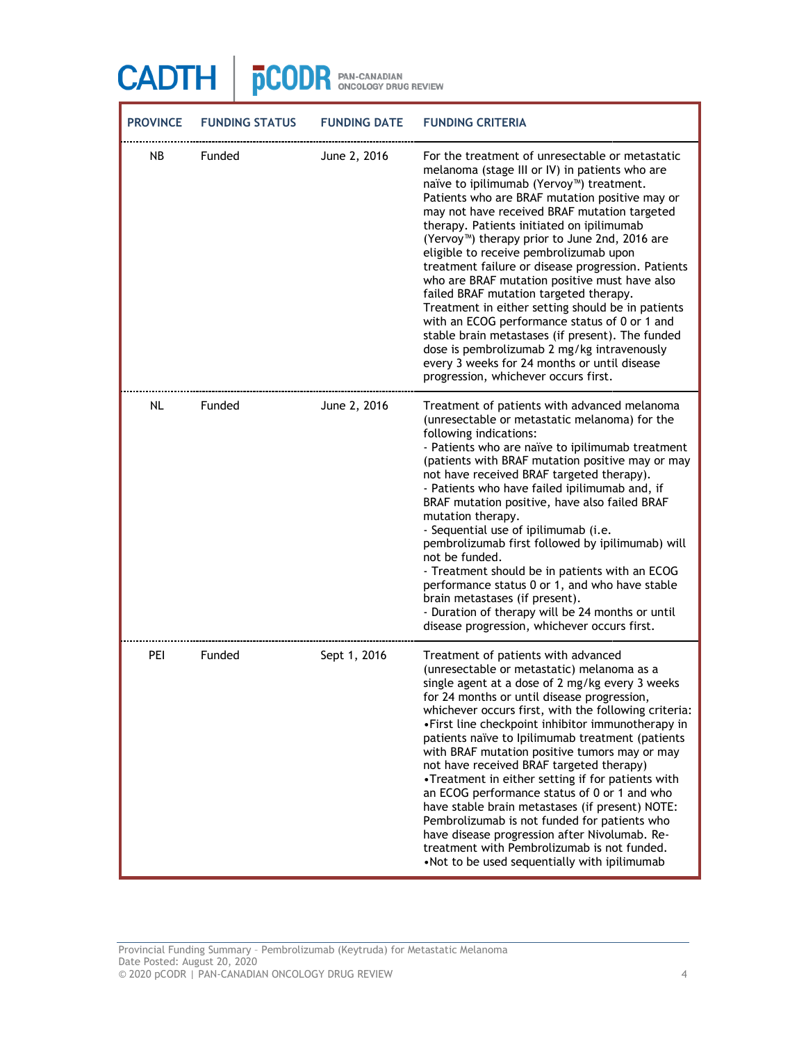| PROVINCE | FUNDING STATUS | FUNDING DATE | FUNDING CRITERIA |
|---|---|---|---|
| NB | Funded | June 2, 2016 | For the treatment of unresectable or metastatic melanoma (stage III or IV) in patients who are naïve to ipilimumab (Yervoy™) treatment. Patients who are BRAF mutation positive may or may not have received BRAF mutation targeted therapy. Patients initiated on ipilimumab (Yervoy™) therapy prior to June 2nd, 2016 are eligible to receive pembrolizumab upon treatment failure or disease progression. Patients who are BRAF mutation positive must have also failed BRAF mutation targeted therapy. Treatment in either setting should be in patients with an ECOG performance status of 0 or 1 and stable brain metastases (if present). The funded dose is pembrolizumab 2 mg/kg intravenously every 3 weeks for 24 months or until disease progression, whichever occurs first. |
| NL | Funded | June 2, 2016 | Treatment of patients with advanced melanoma (unresectable or metastatic melanoma) for the following indications:<br>- Patients who are naïve to ipilimumab treatment (patients with BRAF mutation positive may or may not have received BRAF targeted therapy).<br>- Patients who have failed ipilimumab and, if BRAF mutation positive, have also failed BRAF mutation therapy.<br>- Sequential use of ipilimumab (i.e. pembrolizumab first followed by ipilimumab) will not be funded.<br>- Treatment should be in patients with an ECOG performance status 0 or 1, and who have stable brain metastases (if present).<br>- Duration of therapy will be 24 months or until disease progression, whichever occurs first. |
| PEI | Funded | Sept 1, 2016 | Treatment of patients with advanced (unresectable or metastatic) melanoma as a single agent at a dose of 2 mg/kg every 3 weeks for 24 months or until disease progression, whichever occurs first, with the following criteria:<br>•First line checkpoint inhibitor immunotherapy in patients naïve to Ipilimumab treatment (patients with BRAF mutation positive tumors may or may not have received BRAF targeted therapy)<br>•Treatment in either setting if for patients with an ECOG performance status of 0 or 1 and who have stable brain metastases (if present) NOTE: Pembrolizumab is not funded for patients who have disease progression after Nivolumab. Re-treatment with Pembrolizumab is not funded.<br>•Not to be used sequentially with ipilimumab |